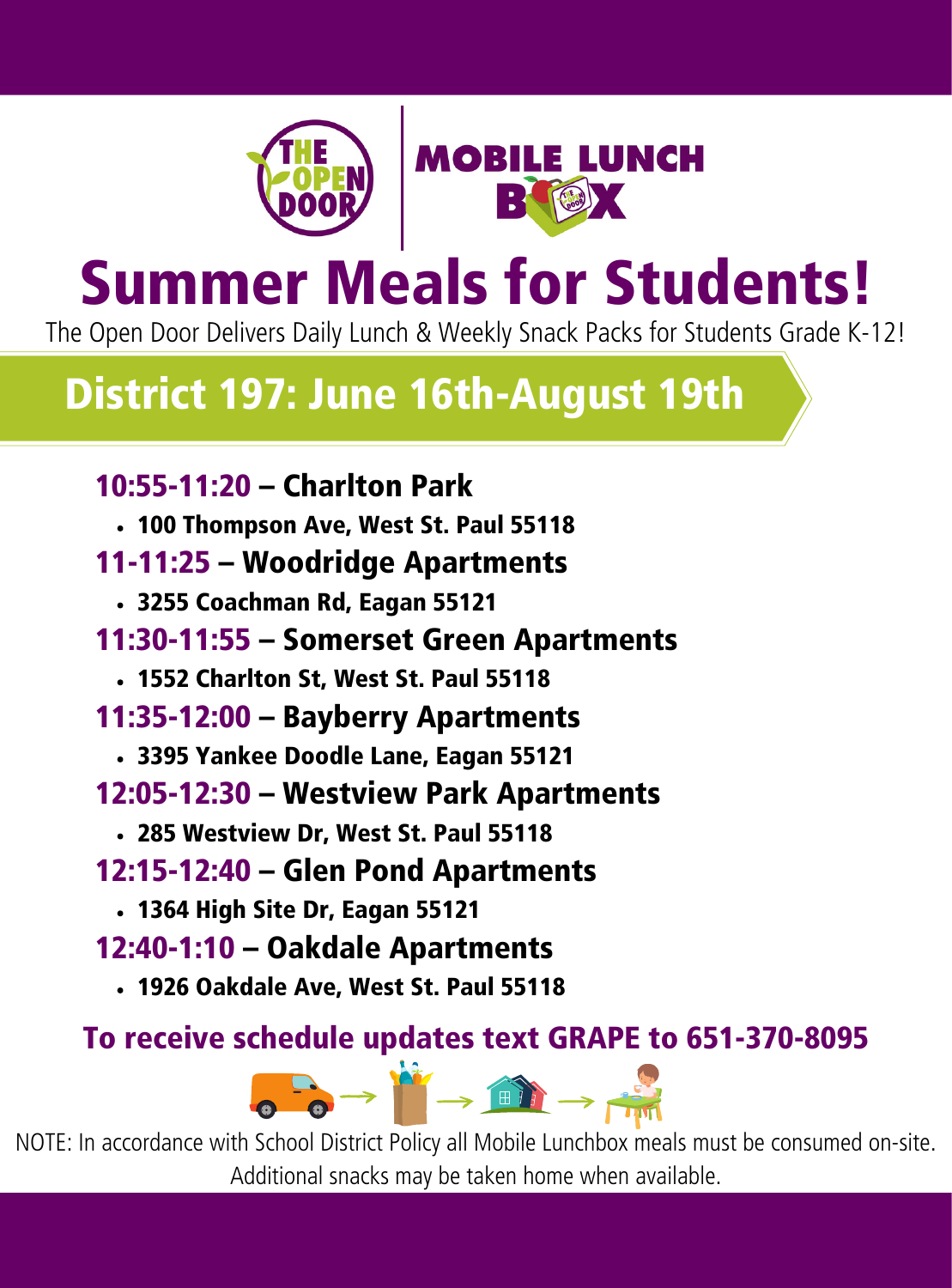THE OPEN DOOR | MOBILE LUNCH BOX

# Summer Meals for Students!

The Open Door Delivers Daily Lunch & Weekly Snack Packs for Students Grade K-12!

## District 197: June 16th-August 19th

### 10:55-11:20 – Charlton Park

- **100 Thompson Ave, West St. Paul 55118**

### 11-11:25 – Woodridge Apartments

- **3255 Coachman Rd, Eagan 55121**

### 11:30-11:55 – Somerset Green Apartments

- **1552 Charlton St, West St. Paul 55118**

### 11:35-12:00 – Bayberry Apartments

- **3395 Yankee Doodle Lane, Eagan 55121**

### 12:05-12:30 – Westview Park Apartments

- **285 Westview Dr, West St. Paul 55118**

### 12:15-12:40 – Glen Pond Apartments

- **1364 High Site Dr, Eagan 55121**

### 12:40-1:10 – Oakdale Apartments

- **1926 Oakdale Ave, West St. Paul 55118**

**To receive schedule updates text GRAPE to 651-370-8095**

NOTE: In accordance with School District Policy all Mobile Lunchbox meals must be consumed on-site. Additional snacks may be taken home when available.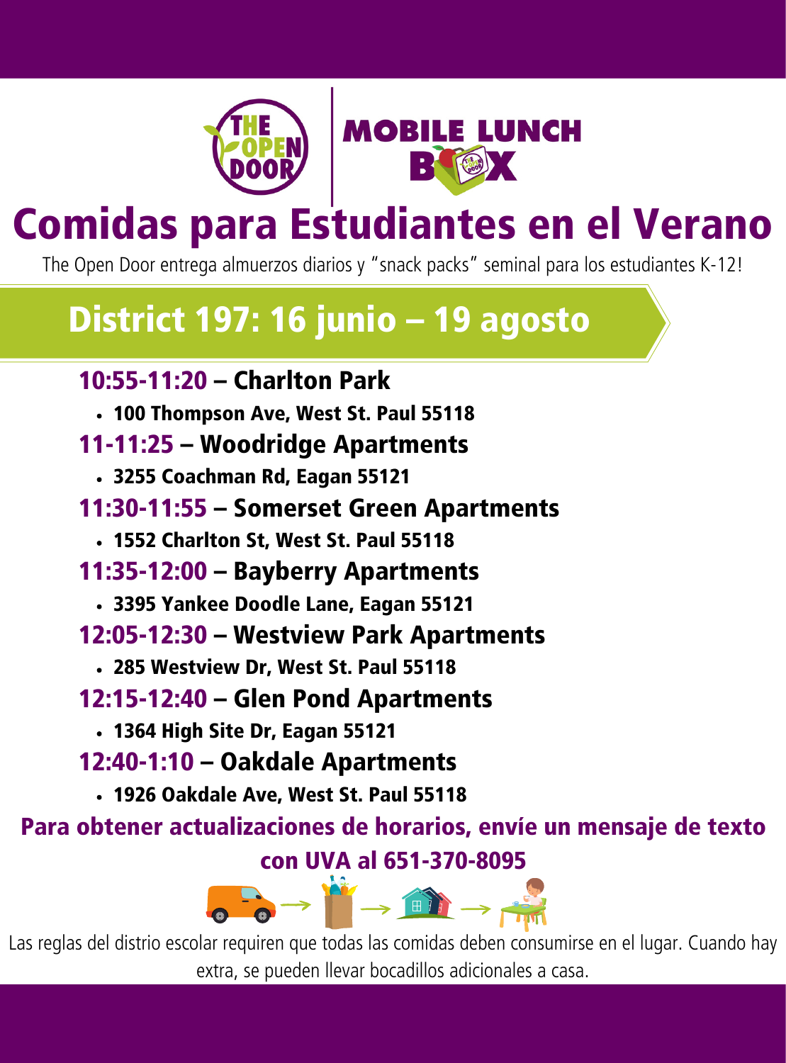THE OPEN DOOR | MOBILE LUNCH BOX

# Comidas para Estudiantes en el Verano

The Open Door entrega almuerzos diarios y "snack packs" seminal para los estudiantes K-12!

## District 197: 16 junio – 19 agosto

### 10:55-11:20 – Charlton Park
- **100 Thompson Ave, West St. Paul 55118**

### 11-11:25 – Woodridge Apartments
- **3255 Coachman Rd, Eagan 55121**

### 11:30-11:55 – Somerset Green Apartments
- **1552 Charlton St, West St. Paul 55118**

### 11:35-12:00 – Bayberry Apartments
- **3395 Yankee Doodle Lane, Eagan 55121**

### 12:05-12:30 – Westview Park Apartments
- **285 Westview Dr, West St. Paul 55118**

### 12:15-12:40 – Glen Pond Apartments
- **1364 High Site Dr, Eagan 55121**

### 12:40-1:10 – Oakdale Apartments
- **1926 Oakdale Ave, West St. Paul 55118**

**Para obtener actualizaciones de horarios, envíe un mensaje de texto con UVA al 651-370-8095**

Las reglas del distrio escolar requieren que todas las comidas deben consumirse en el lugar. Cuando hay extra, se pueden llevar bocadillos adicionales a casa.